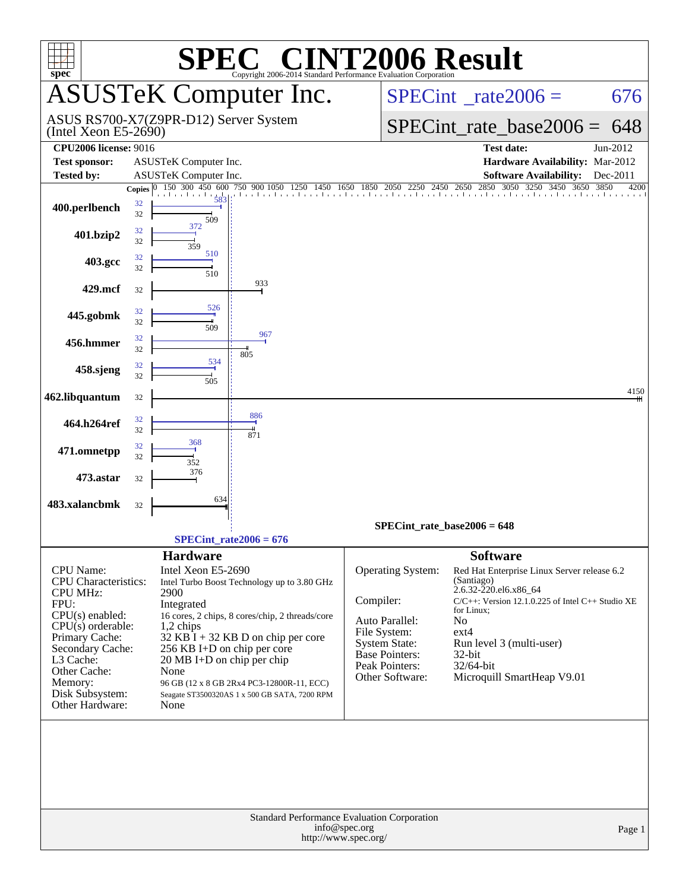# SPEC® CINT2006 Result

Copyright 2006-2014 Standard Performance Evaluation Corporation

## ASUSTeK Computer Inc.

ASUS RS700-X7(Z9PR-D12) Server System
(Intel Xeon E5-2690)

SPECint_rate2006 = 676

SPECint_rate_base2006 = 648

| | | | |
|---|---|---|---|
| **CPU2006 license:** 9016 | | **Test date:** | Jun-2012 |
| **Test sponsor:** | ASUSTeK Computer Inc. | **Hardware Availability:** | Mar-2012 |
| **Tested by:** | ASUSTeK Computer Inc. | **Software Availability:** | Dec-2011 |

| Benchmark | Copies (peak) | Peak | Copies (base) | Base |
|---|---|---|---|---|
| 400.perlbench | 32 | 583 | 32 | 509 |
| 401.bzip2 | 32 | 372 | 32 | 359 |
| 403.gcc | 32 | 510 | 32 | 510 |
| 429.mcf | | | 32 | 933 |
| 445.gobmk | 32 | 526 | 32 | 509 |
| 456.hmmer | 32 | 967 | 32 | 805 |
| 458.sjeng | 32 | 534 | 32 | 505 |
| 462.libquantum | | | 32 | 4150 |
| 464.h264ref | 32 | 886 | 32 | 871 |
| 471.omnetpp | 32 | 368 | 32 | 352 |
| 473.astar | | | 32 | 376 |
| 483.xalancbmk | | | 32 | 634 |

SPECint_rate_base2006 = 648

SPECint_rate2006 = 676

### Hardware

| | |
|---|---|
| CPU Name: | Intel Xeon E5-2690 |
| CPU Characteristics: | Intel Turbo Boost Technology up to 3.80 GHz |
| CPU MHz: | 2900 |
| FPU: | Integrated |
| CPU(s) enabled: | 16 cores, 2 chips, 8 cores/chip, 2 threads/core |
| CPU(s) orderable: | 1,2 chips |
| Primary Cache: | 32 KB I + 32 KB D on chip per core |
| Secondary Cache: | 256 KB I+D on chip per core |
| L3 Cache: | 20 MB I+D on chip per chip |
| Other Cache: | None |
| Memory: | 96 GB (12 x 8 GB 2Rx4 PC3-12800R-11, ECC) |
| Disk Subsystem: | Seagate ST3500320AS 1 x 500 GB SATA, 7200 RPM |
| Other Hardware: | None |

### Software

| | |
|---|---|
| Operating System: | Red Hat Enterprise Linux Server release 6.2 (Santiago) 2.6.32-220.el6.x86_64 |
| Compiler: | C/C++: Version 12.1.0.225 of Intel C++ Studio XE for Linux; |
| Auto Parallel: | No |
| File System: | ext4 |
| System State: | Run level 3 (multi-user) |
| Base Pointers: | 32-bit |
| Peak Pointers: | 32/64-bit |
| Other Software: | Microquill SmartHeap V9.01 |

Standard Performance Evaluation Corporation
info@spec.org
http://www.spec.org/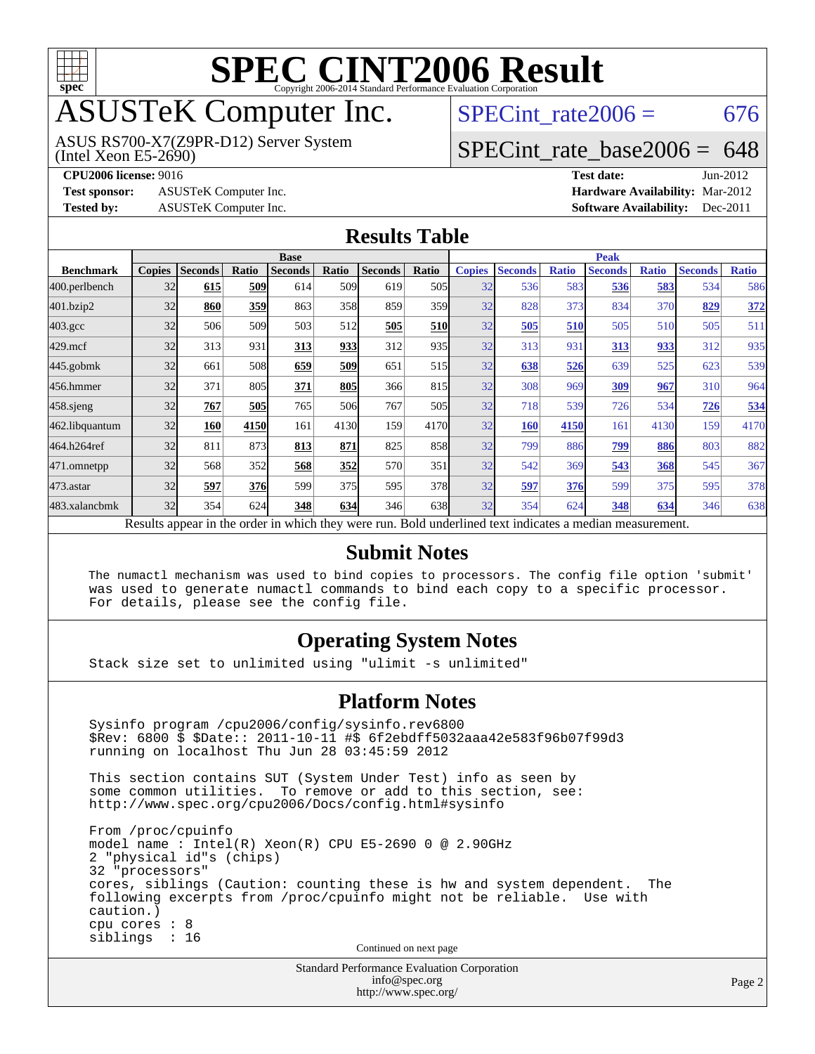# SPEC CINT2006 Result

Copyright 2006-2014 Standard Performance Evaluation Corporation

# ASUSTeK Computer Inc.

ASUS RS700-X7(Z9PR-D12) Server System
(Intel Xeon E5-2690)

SPECint_rate2006 = 676

SPECint_rate_base2006 = 648

**CPU2006 license:** 9016 **Test date:** Jun-2012

**Test sponsor:** ASUSTeK Computer Inc. **Hardware Availability:** Mar-2012

**Tested by:** ASUSTeK Computer Inc. **Software Availability:** Dec-2011

## Results Table

| Benchmark | Base | | | | | | | Peak | | | | | | |
|---|---|---|---|---|---|---|---|---|---|---|---|---|---|---|
| | Copies | Seconds | Ratio | Seconds | Ratio | Seconds | Ratio | Copies | Seconds | Ratio | Seconds | Ratio | Seconds | Ratio |
| 400.perlbench | 32 | **615** | **509** | 614 | 509 | 619 | 505 | 32 | 536 | 583 | **536** | **583** | 534 | 586 |
| 401.bzip2 | 32 | **860** | **359** | 863 | 358 | 859 | 359 | 32 | 828 | 373 | 834 | 370 | **829** | **372** |
| 403.gcc | 32 | 506 | 509 | 503 | 512 | **505** | **510** | 32 | **505** | **510** | 505 | 510 | 505 | 511 |
| 429.mcf | 32 | 313 | 931 | **313** | **933** | 312 | 935 | 32 | 313 | 931 | **313** | **933** | 312 | 935 |
| 445.gobmk | 32 | 661 | 508 | **659** | **509** | 651 | 515 | 32 | **638** | **526** | 639 | 525 | 623 | 539 |
| 456.hmmer | 32 | 371 | 805 | **371** | **805** | 366 | 815 | 32 | 308 | 969 | **309** | **967** | 310 | 964 |
| 458.sjeng | 32 | **767** | **505** | 765 | 506 | 767 | 505 | 32 | 718 | 539 | 726 | 534 | **726** | **534** |
| 462.libquantum | 32 | **160** | **4150** | 161 | 4130 | 159 | 4170 | 32 | **160** | **4150** | 161 | 4130 | 159 | 4170 |
| 464.h264ref | 32 | 811 | 873 | **813** | **871** | 825 | 858 | 32 | 799 | 886 | **799** | **886** | 803 | 882 |
| 471.omnetpp | 32 | 568 | 352 | **568** | **352** | 570 | 351 | 32 | 542 | 369 | **543** | **368** | 545 | 367 |
| 473.astar | 32 | **597** | **376** | 599 | 375 | 595 | 378 | 32 | **597** | **376** | 599 | 375 | 595 | 378 |
| 483.xalancbmk | 32 | 354 | 624 | **348** | **634** | 346 | 638 | 32 | 354 | 624 | **348** | **634** | 346 | 638 |

Results appear in the order in which they were run. Bold underlined text indicates a median measurement.

## Submit Notes

```
The numactl mechanism was used to bind copies to processors. The config file option 'submit'
was used to generate numactl commands to bind each copy to a specific processor.
For details, please see the config file.
```

## Operating System Notes

```
Stack size set to unlimited using "ulimit -s unlimited"
```

## Platform Notes

```
Sysinfo program /cpu2006/config/sysinfo.rev6800
$Rev: 6800 $ $Date:: 2011-10-11 #$ 6f2ebdff5032aaa42e583f96b07f99d3
running on localhost Thu Jun 28 03:45:59 2012

This section contains SUT (System Under Test) info as seen by
some common utilities.  To remove or add to this section, see:
http://www.spec.org/cpu2006/Docs/config.html#sysinfo

From /proc/cpuinfo
model name : Intel(R) Xeon(R) CPU E5-2690 0 @ 2.90GHz
2 "physical id"s (chips)
32 "processors"
cores, siblings (Caution: counting these is hw and system dependent.  The
following excerpts from /proc/cpuinfo might not be reliable.  Use with
caution.)
cpu cores : 8
siblings  : 16
```

Continued on next page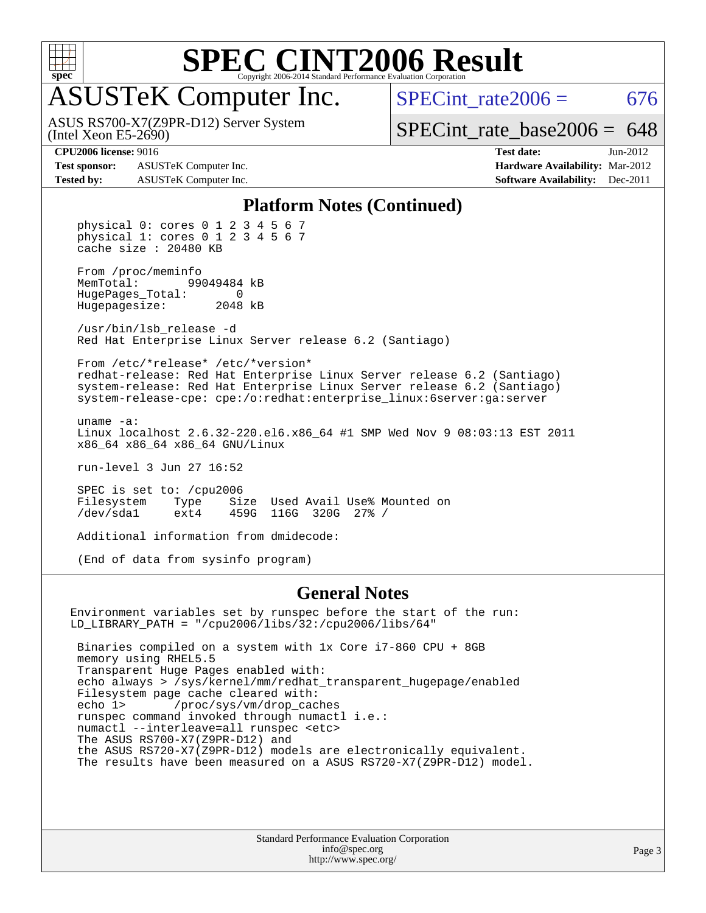# SPEC CINT2006 Result

## ASUSTeK Computer Inc.

ASUS RS700-X7(Z9PR-D12) Server System
(Intel Xeon E5-2690)

SPECint_rate2006 = 676

SPECint_rate_base2006 = 648

| | | | |
|---|---|---|---|
| **CPU2006 license:** 9016 | | **Test date:** | Jun-2012 |
| **Test sponsor:** | ASUSTeK Computer Inc. | **Hardware Availability:** | Mar-2012 |
| **Tested by:** | ASUSTeK Computer Inc. | **Software Availability:** | Dec-2011 |

### Platform Notes (Continued)

```
physical 0: cores 0 1 2 3 4 5 6 7
physical 1: cores 0 1 2 3 4 5 6 7
cache size : 20480 KB

From /proc/meminfo
MemTotal:       99049484 kB
HugePages_Total:       0
Hugepagesize:       2048 kB

/usr/bin/lsb_release -d
Red Hat Enterprise Linux Server release 6.2 (Santiago)

From /etc/*release* /etc/*version*
redhat-release: Red Hat Enterprise Linux Server release 6.2 (Santiago)
system-release: Red Hat Enterprise Linux Server release 6.2 (Santiago)
system-release-cpe: cpe:/o:redhat:enterprise_linux:6server:ga:server

uname -a:
Linux localhost 2.6.32-220.el6.x86_64 #1 SMP Wed Nov 9 08:03:13 EST 2011
x86_64 x86_64 x86_64 GNU/Linux

run-level 3 Jun 27 16:52

SPEC is set to: /cpu2006
Filesystem     Type     Size  Used Avail Use% Mounted on
/dev/sda1      ext4     459G  116G  320G  27% /

Additional information from dmidecode:

(End of data from sysinfo program)
```

### General Notes

```
Environment variables set by runspec before the start of the run:
LD_LIBRARY_PATH = "/cpu2006/libs/32:/cpu2006/libs/64"

 Binaries compiled on a system with 1x Core i7-860 CPU + 8GB
 memory using RHEL5.5
 Transparent Huge Pages enabled with:
 echo always > /sys/kernel/mm/redhat_transparent_hugepage/enabled
 Filesystem page cache cleared with:
 echo 1>       /proc/sys/vm/drop_caches
 runspec command invoked through numactl i.e.:
 numactl --interleave=all runspec <etc>
 The ASUS RS700-X7(Z9PR-D12) and
 the ASUS RS720-X7(Z9PR-D12) models are electronically equivalent.
 The results have been measured on a ASUS RS720-X7(Z9PR-D12) model.
```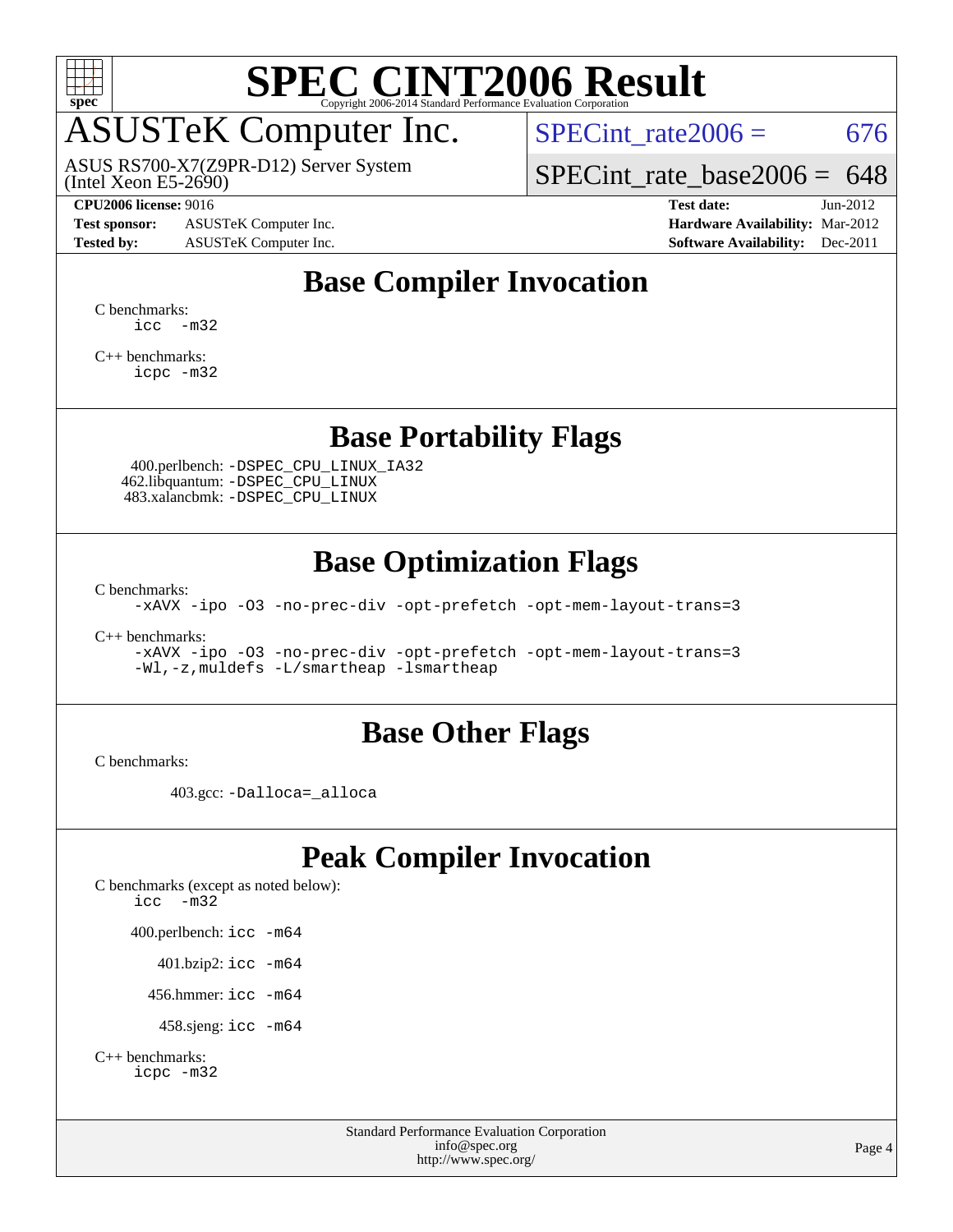# SPEC CINT2006 Result

Copyright 2006-2014 Standard Performance Evaluation Corporation

## ASUSTeK Computer Inc.

ASUS RS700-X7(Z9PR-D12) Server System
(Intel Xeon E5-2690)

SPECint_rate2006 = 676

SPECint_rate_base2006 = 648

**CPU2006 license:** 9016
**Test sponsor:** ASUSTeK Computer Inc.
**Tested by:** ASUSTeK Computer Inc.

**Test date:** Jun-2012
**Hardware Availability:** Mar-2012
**Software Availability:** Dec-2011

## Base Compiler Invocation

C benchmarks:
```
icc  -m32
```

C++ benchmarks:
```
icpc -m32
```

## Base Portability Flags

400.perlbench: `-DSPEC_CPU_LINUX_IA32`
462.libquantum: `-DSPEC_CPU_LINUX`
483.xalancbmk: `-DSPEC_CPU_LINUX`

## Base Optimization Flags

C benchmarks:
```
-xAVX -ipo -O3 -no-prec-div -opt-prefetch -opt-mem-layout-trans=3
```

C++ benchmarks:
```
-xAVX -ipo -O3 -no-prec-div -opt-prefetch -opt-mem-layout-trans=3
-Wl,-z,muldefs -L/smartheap -lsmartheap
```

## Base Other Flags

C benchmarks:

403.gcc: `-Dalloca=_alloca`

## Peak Compiler Invocation

C benchmarks (except as noted below):
```
icc  -m32
```

400.perlbench: `icc -m64`

401.bzip2: `icc -m64`

456.hmmer: `icc -m64`

458.sjeng: `icc -m64`

C++ benchmarks:
```
icpc -m32
```

Standard Performance Evaluation Corporation
info@spec.org
http://www.spec.org/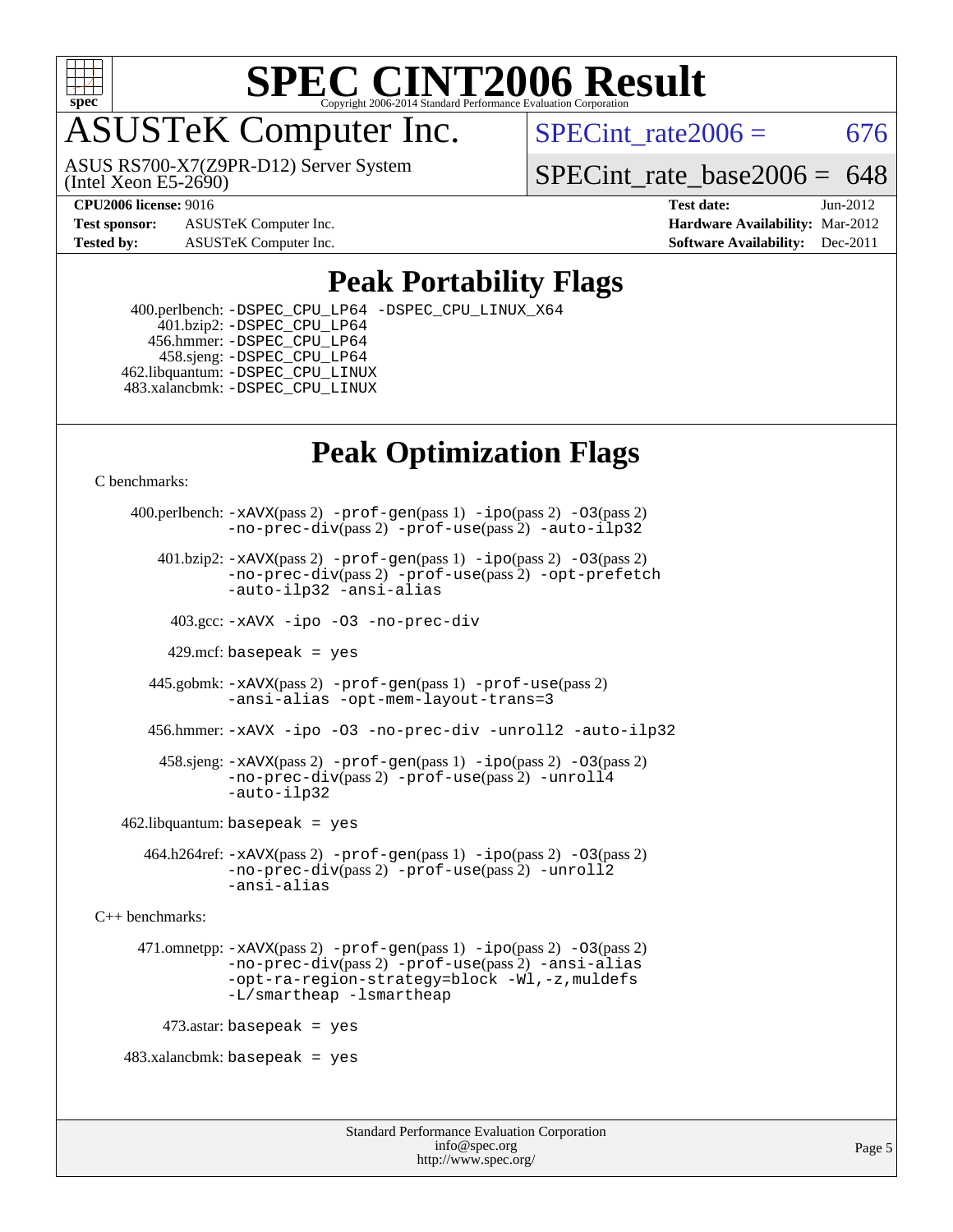# SPEC CINT2006 Result

## ASUSTeK Computer Inc.

ASUS RS700-X7(Z9PR-D12) Server System (Intel Xeon E5-2690)

SPECint_rate2006 = 676

SPECint_rate_base2006 = 648

**CPU2006 license:** 9016

**Test sponsor:** ASUSTeK Computer Inc.

**Tested by:** ASUSTeK Computer Inc.

**Test date:** Jun-2012

**Hardware Availability:** Mar-2012

**Software Availability:** Dec-2011

## Peak Portability Flags

400.perlbench: -DSPEC_CPU_LP64 -DSPEC_CPU_LINUX_X64
401.bzip2: -DSPEC_CPU_LP64
456.hmmer: -DSPEC_CPU_LP64
458.sjeng: -DSPEC_CPU_LP64
462.libquantum: -DSPEC_CPU_LINUX
483.xalancbmk: -DSPEC_CPU_LINUX

## Peak Optimization Flags

C benchmarks:

400.perlbench: -xAVX(pass 2) -prof-gen(pass 1) -ipo(pass 2) -O3(pass 2) -no-prec-div(pass 2) -prof-use(pass 2) -auto-ilp32

401.bzip2: -xAVX(pass 2) -prof-gen(pass 1) -ipo(pass 2) -O3(pass 2) -no-prec-div(pass 2) -prof-use(pass 2) -opt-prefetch -auto-ilp32 -ansi-alias

403.gcc: -xAVX -ipo -O3 -no-prec-div

429.mcf: basepeak = yes

445.gobmk: -xAVX(pass 2) -prof-gen(pass 1) -prof-use(pass 2) -ansi-alias -opt-mem-layout-trans=3

456.hmmer: -xAVX -ipo -O3 -no-prec-div -unroll2 -auto-ilp32

458.sjeng: -xAVX(pass 2) -prof-gen(pass 1) -ipo(pass 2) -O3(pass 2) -no-prec-div(pass 2) -prof-use(pass 2) -unroll4 -auto-ilp32

462.libquantum: basepeak = yes

464.h264ref: -xAVX(pass 2) -prof-gen(pass 1) -ipo(pass 2) -O3(pass 2) -no-prec-div(pass 2) -prof-use(pass 2) -unroll2 -ansi-alias

C++ benchmarks:

471.omnetpp: -xAVX(pass 2) -prof-gen(pass 1) -ipo(pass 2) -O3(pass 2) -no-prec-div(pass 2) -prof-use(pass 2) -ansi-alias -opt-ra-region-strategy=block -Wl,-z,muldefs -L/smartheap -lsmartheap

473.astar: basepeak = yes

483.xalancbmk: basepeak = yes

Standard Performance Evaluation Corporation
info@spec.org
http://www.spec.org/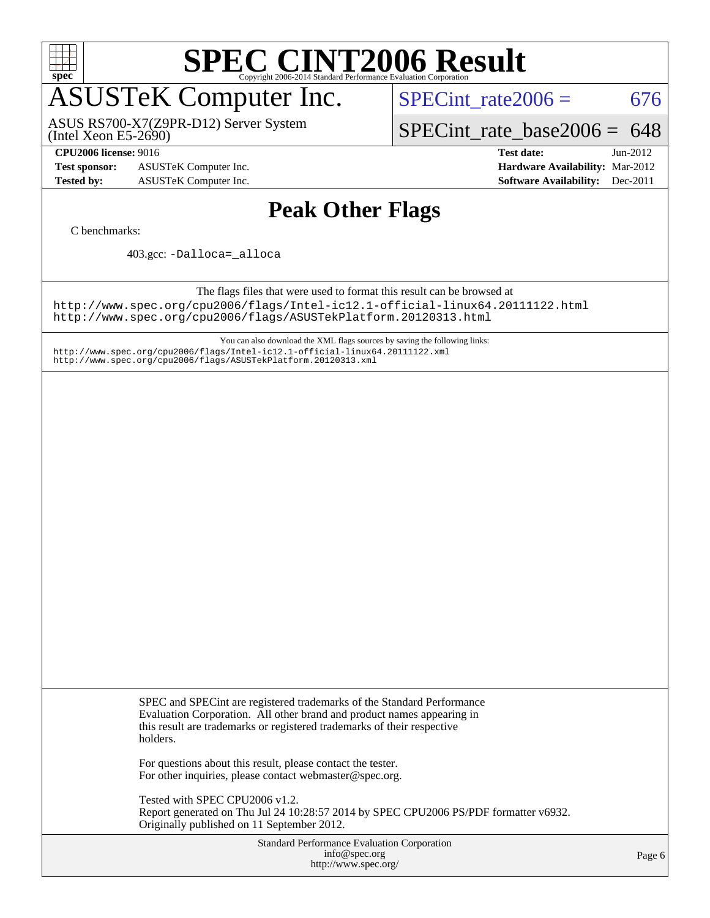# SPEC CINT2006 Result

Copyright 2006-2014 Standard Performance Evaluation Corporation

## ASUSTeK Computer Inc.

ASUS RS700-X7(Z9PR-D12) Server System
(Intel Xeon E5-2690)

SPECint_rate2006 = 676

SPECint_rate_base2006 = 648

**CPU2006 license:** 9016
**Test sponsor:** ASUSTeK Computer Inc.
**Tested by:** ASUSTeK Computer Inc.

**Test date:** Jun-2012
**Hardware Availability:** Mar-2012
**Software Availability:** Dec-2011

## Peak Other Flags

C benchmarks:

403.gcc: `-Dalloca=_alloca`

The flags files that were used to format this result can be browsed at
http://www.spec.org/cpu2006/flags/Intel-ic12.1-official-linux64.20111122.html
http://www.spec.org/cpu2006/flags/ASUSTekPlatform.20120313.html

You can also download the XML flags sources by saving the following links:
http://www.spec.org/cpu2006/flags/Intel-ic12.1-official-linux64.20111122.xml
http://www.spec.org/cpu2006/flags/ASUSTekPlatform.20120313.xml

SPEC and SPECint are registered trademarks of the Standard Performance Evaluation Corporation. All other brand and product names appearing in this result are trademarks or registered trademarks of their respective holders.

For questions about this result, please contact the tester.
For other inquiries, please contact webmaster@spec.org.

Tested with SPEC CPU2006 v1.2.
Report generated on Thu Jul 24 10:28:57 2014 by SPEC CPU2006 PS/PDF formatter v6932.
Originally published on 11 September 2012.